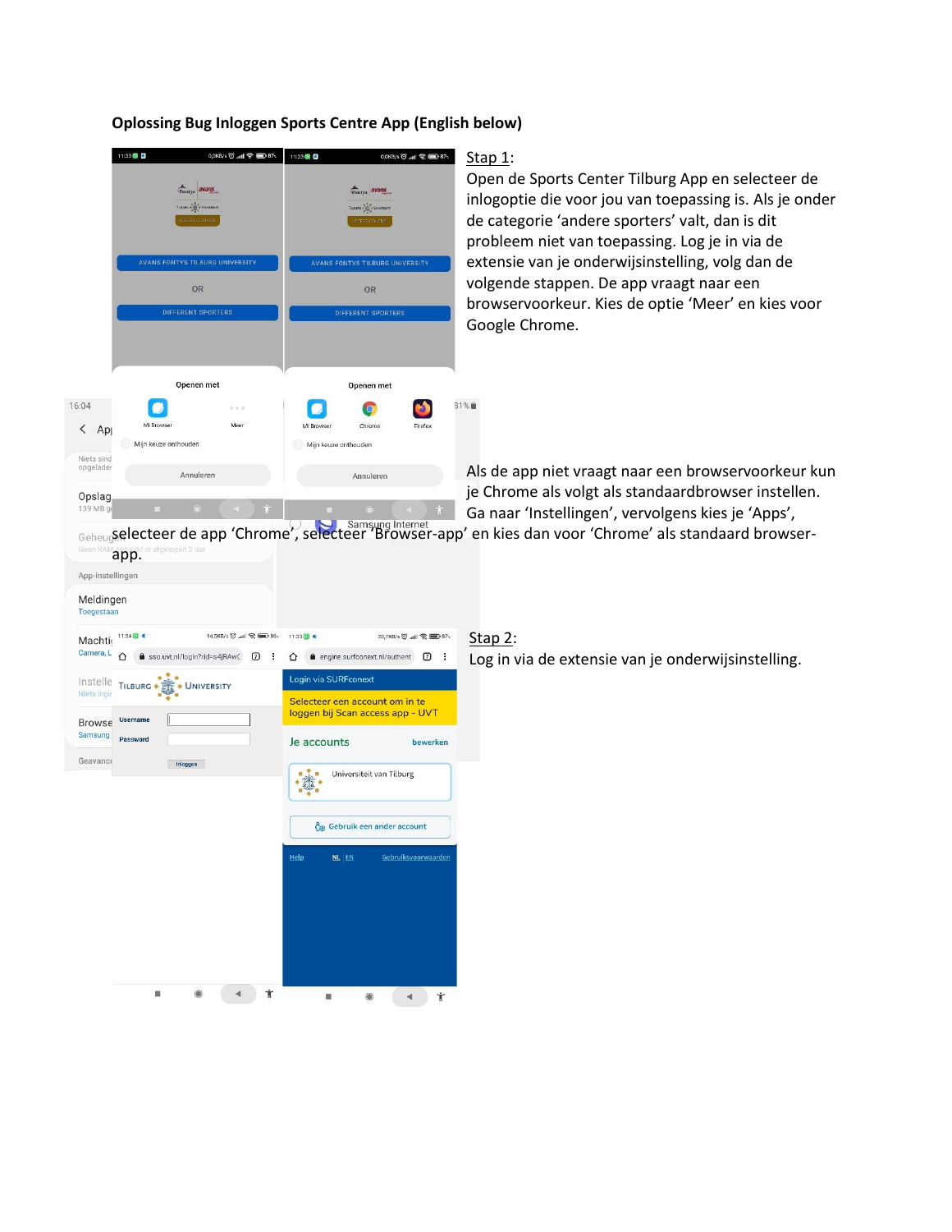**Oplossing Bug Inloggen Sports Centre App (English below)**

Stap 1:

Open de Sports Center Tilburg App en selecteer de inlogoptie die voor jou van toepassing is. Als je onder de categorie 'andere sporters' valt, dan is dit probleem niet van toepassing. Log je in via de extensie van je onderwijsinstelling, volg dan de volgende stappen. De app vraagt naar een browservoorkeur. Kies de optie 'Meer' en kies voor Google Chrome.

Als de app niet vraagt naar een browservoorkeur kun je Chrome als volgt als standaardbrowser instellen. Ga naar 'Instellingen', vervolgens kies je 'Apps', selecteer de app 'Chrome', selecteer 'Browser-app' en kies dan voor 'Chrome' als standaard browser-app.

Stap 2:

Log in via de extensie van je onderwijsinstelling.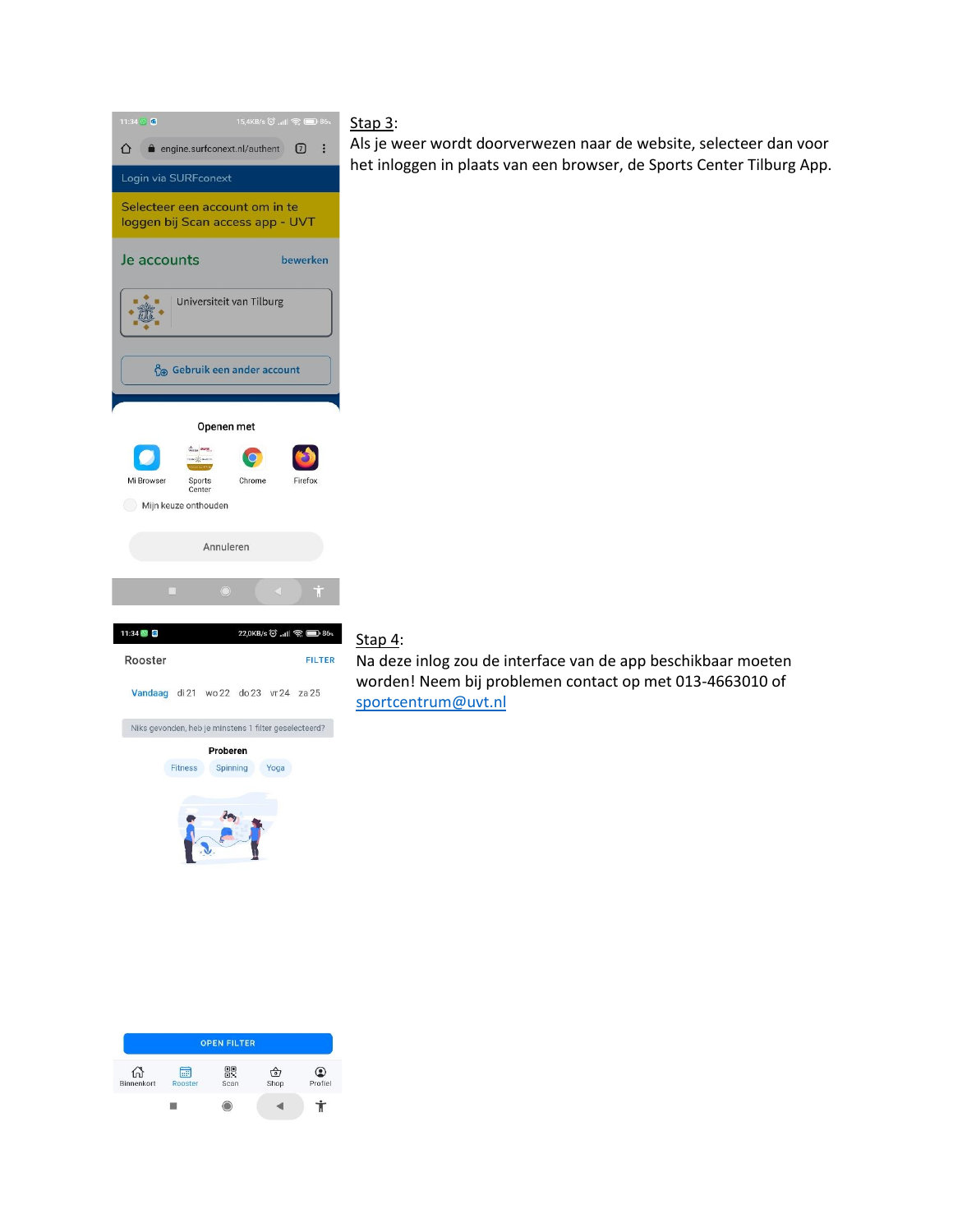Stap 3:
Als je weer wordt doorverwezen naar de website, selecteer dan voor het inloggen in plaats van een browser, de Sports Center Tilburg App.

Stap 4:
Na deze inlog zou de interface van de app beschikbaar moeten worden! Neem bij problemen contact op met 013-4663010 of sportcentrum@uvt.nl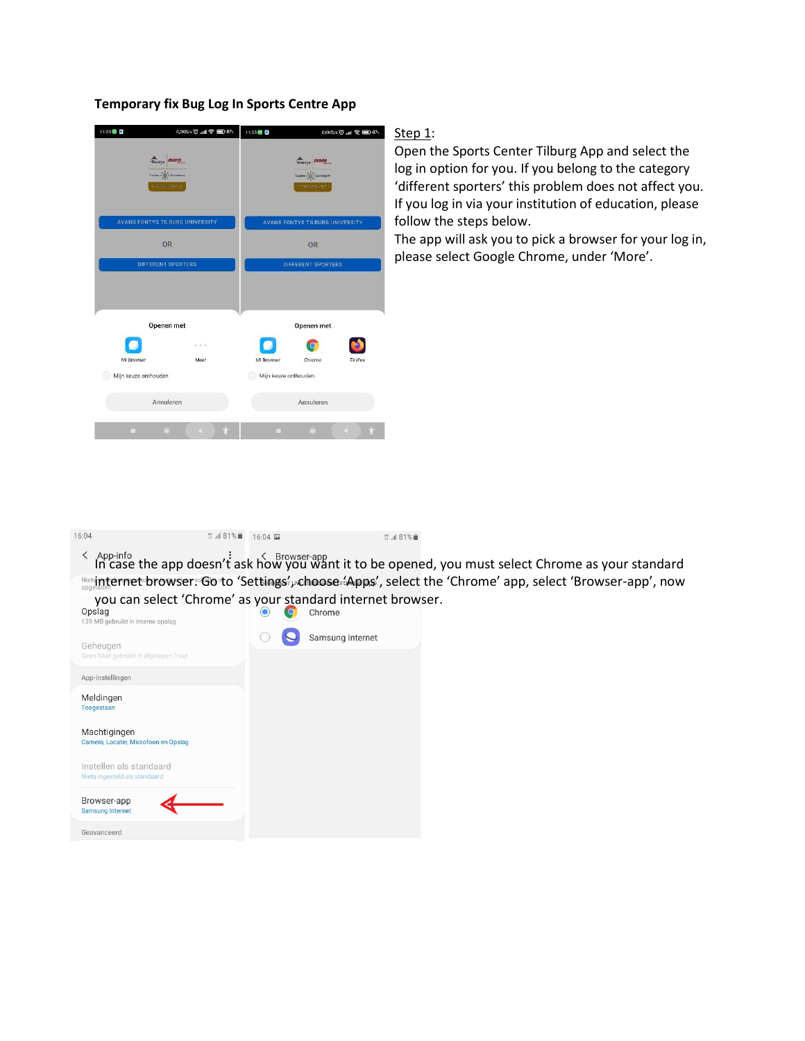**Temporary fix Bug Log In Sports Centre App**

Step 1:

Open the Sports Center Tilburg App and select the log in option for you. If you belong to the category 'different sporters' this problem does not affect you. If you log in via your institution of education, please follow the steps below.

The app will ask you to pick a browser for your log in, please select Google Chrome, under 'More'.

In case the app doesn't ask how you want it to be opened, you must select Chrome as your standard internet browser. Go to 'Settings', choose 'Apps', select the 'Chrome' app, select 'Browser-app', now you can select 'Chrome' as your standard internet browser.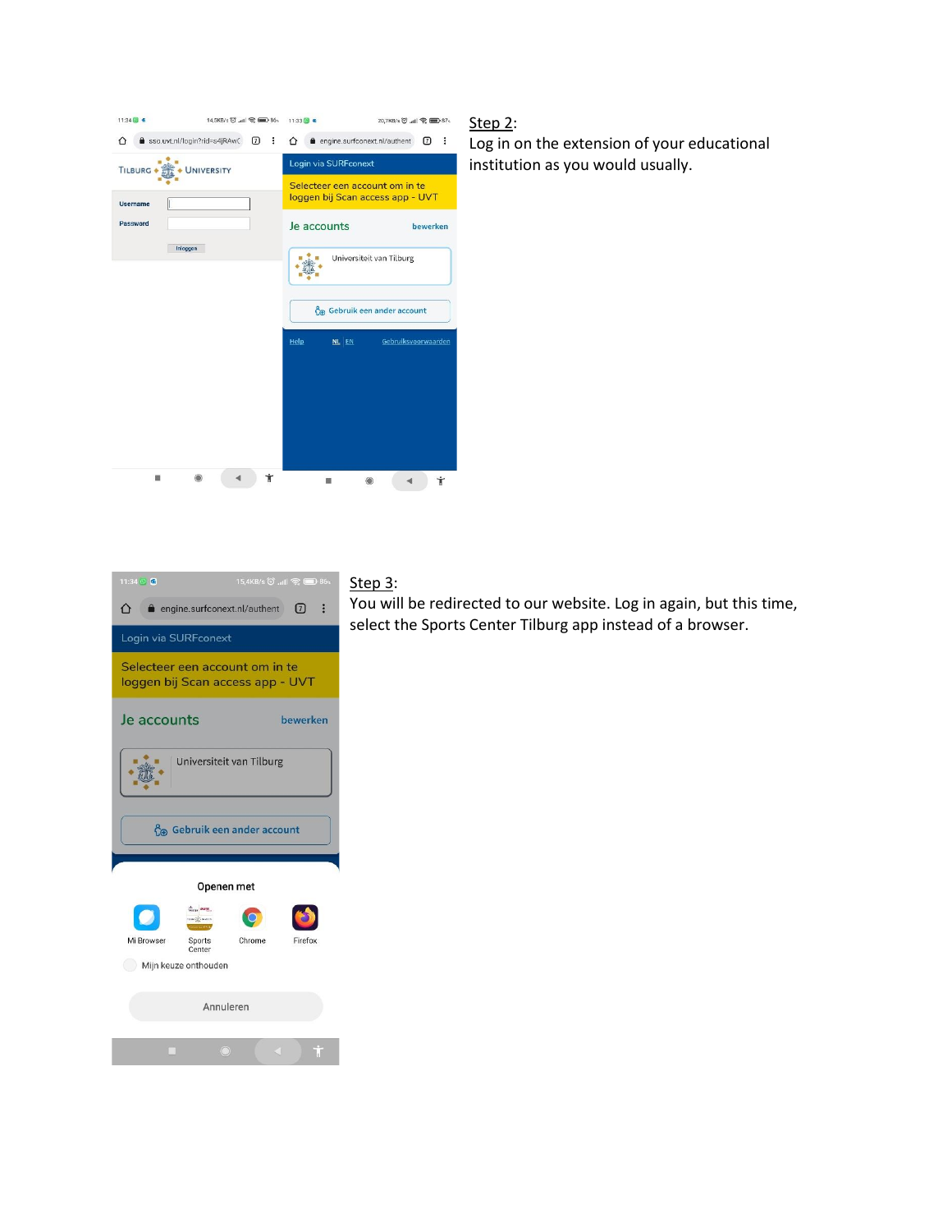Step 2:
Log in on the extension of your educational institution as you would usually.

Step 3:
You will be redirected to our website. Log in again, but this time, select the Sports Center Tilburg app instead of a browser.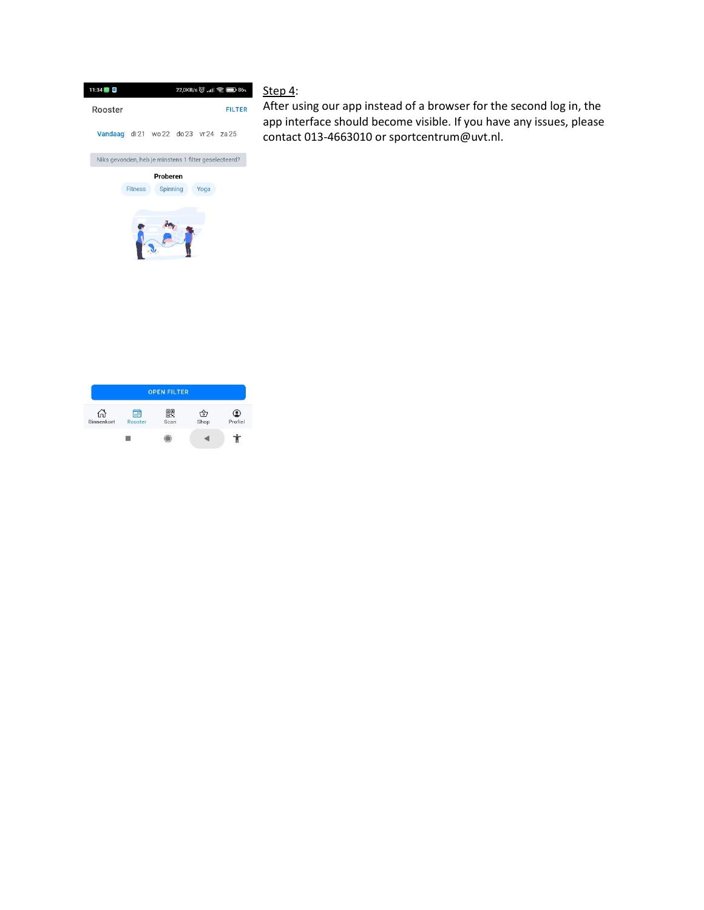Step 4:

After using our app instead of a browser for the second log in, the app interface should become visible. If you have any issues, please contact 013-4663010 or sportcentrum@uvt.nl.